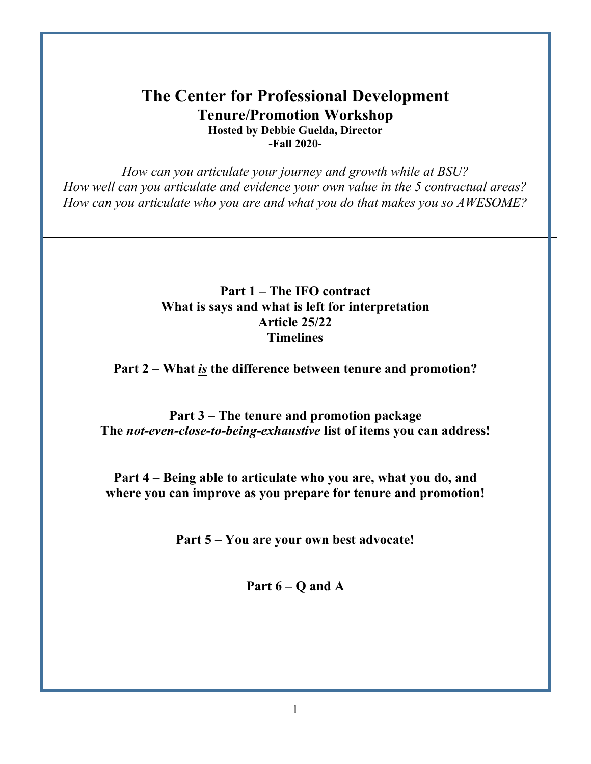# The Center for Professional Development

## Tenure/Promotion Workshop

**Hosted by Debbie Guelda, Director**

**-Fall 2020-**

*How can you articulate your journey and growth while at BSU?*
*How well can you articulate and evidence your own value in the 5 contractual areas?*
*How can you articulate who you are and what you do that makes you so AWESOME?*

---

**Part 1 – The IFO contract**
**What is says and what is left for interpretation**
**Article 25/22**
**Timelines**

**Part 2 – What *is* the difference between tenure and promotion?**

**Part 3 – The tenure and promotion package**
**The *not-even-close-to-being-exhaustive* list of items you can address!**

**Part 4 – Being able to articulate who you are, what you do, and where you can improve as you prepare for tenure and promotion!**

**Part 5 – You are your own best advocate!**

**Part 6 – Q and A**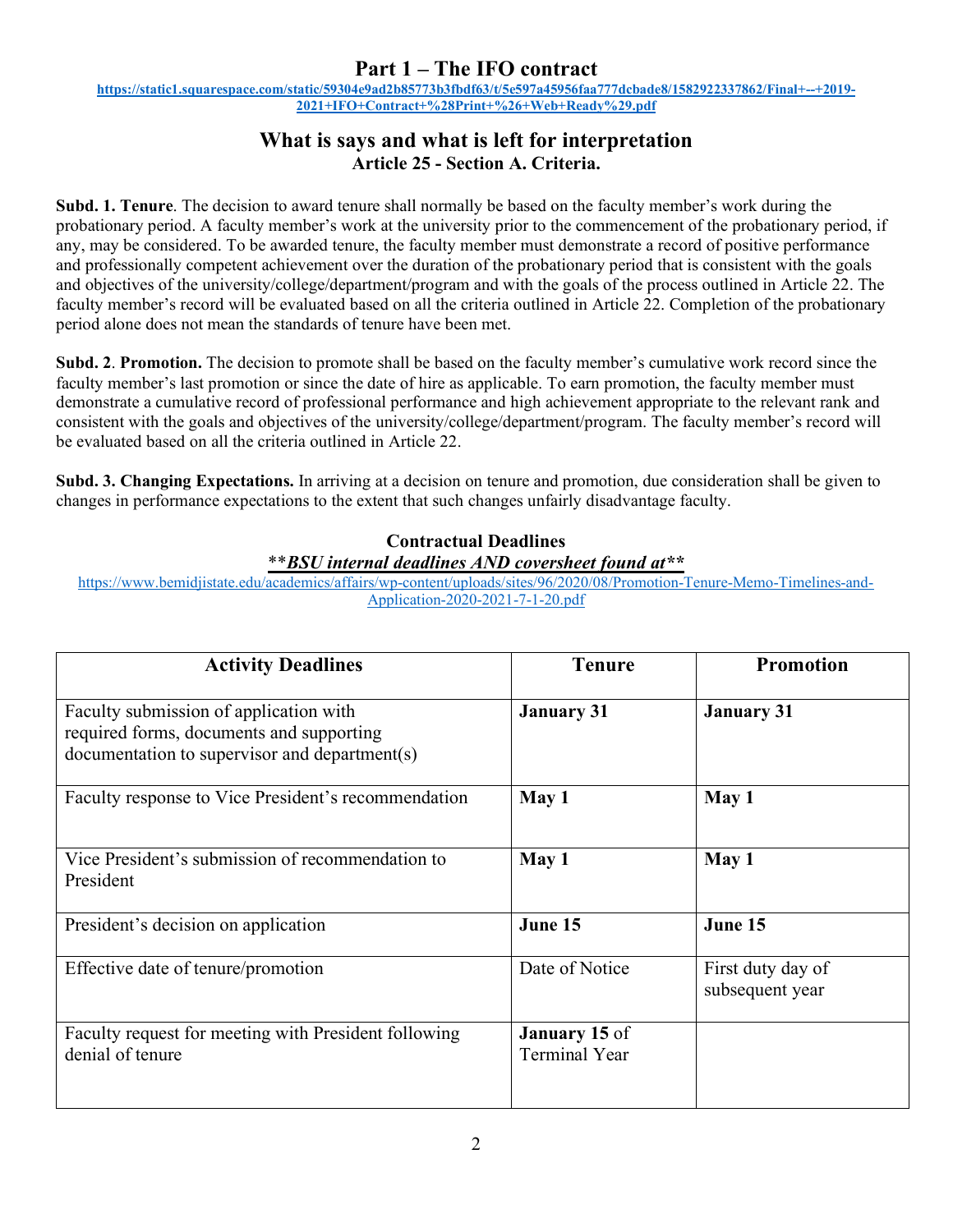## Part 1 – The IFO contract

[https://static1.squarespace.com/static/59304e9ad2b85773b3fbdf63/t/5e597a45956faa777dcbade8/1582922337862/Final+--+2019-2021+IFO+Contract+%28Print+%26+Web+Ready%29.pdf](https://static1.squarespace.com/static/59304e9ad2b85773b3fbdf63/t/5e597a45956faa777dcbade8/1582922337862/Final+--+2019-2021+IFO+Contract+%28Print+%26+Web+Ready%29.pdf)

## What is says and what is left for interpretation

### Article 25 - Section A. Criteria.

**Subd. 1. Tenure**. The decision to award tenure shall normally be based on the faculty member's work during the probationary period. A faculty member's work at the university prior to the commencement of the probationary period, if any, may be considered. To be awarded tenure, the faculty member must demonstrate a record of positive performance and professionally competent achievement over the duration of the probationary period that is consistent with the goals and objectives of the university/college/department/program and with the goals of the process outlined in Article 22. The faculty member's record will be evaluated based on all the criteria outlined in Article 22. Completion of the probationary period alone does not mean the standards of tenure have been met.

**Subd. 2**. **Promotion.** The decision to promote shall be based on the faculty member's cumulative work record since the faculty member's last promotion or since the date of hire as applicable. To earn promotion, the faculty member must demonstrate a cumulative record of professional performance and high achievement appropriate to the relevant rank and consistent with the goals and objectives of the university/college/department/program. The faculty member's record will be evaluated based on all the criteria outlined in Article 22.

**Subd. 3. Changing Expectations.** In arriving at a decision on tenure and promotion, due consideration shall be given to changes in performance expectations to the extent that such changes unfairly disadvantage faculty.

### Contractual Deadlines

***\*BSU internal deadlines AND coversheet found at\**** 

[https://www.bemidjistate.edu/academics/affairs/wp-content/uploads/sites/96/2020/08/Promotion-Tenure-Memo-Timelines-and-Application-2020-2021-7-1-20.pdf](https://www.bemidjistate.edu/academics/affairs/wp-content/uploads/sites/96/2020/08/Promotion-Tenure-Memo-Timelines-and-Application-2020-2021-7-1-20.pdf)

| Activity Deadlines | Tenure | Promotion |
|---|---|---|
| Faculty submission of application with required forms, documents and supporting documentation to supervisor and department(s) | **January 31** | **January 31** |
| Faculty response to Vice President's recommendation | **May 1** | **May 1** |
| Vice President's submission of recommendation to President | **May 1** | **May 1** |
| President's decision on application | **June 15** | **June 15** |
| Effective date of tenure/promotion | Date of Notice | First duty day of subsequent year |
| Faculty request for meeting with President following denial of tenure | **January 15** of Terminal Year | |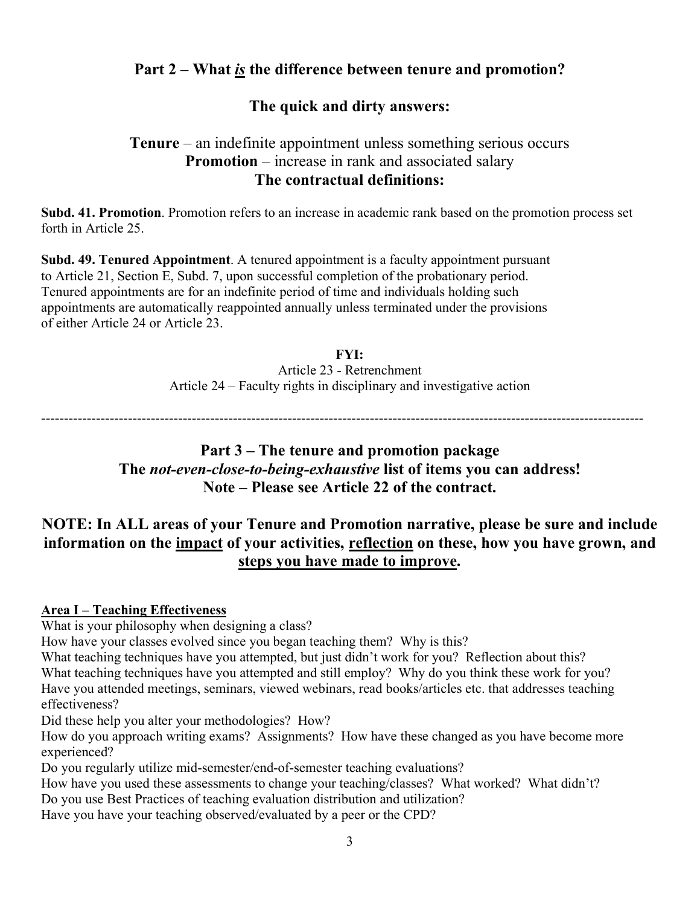## Part 2 – What *is* the difference between tenure and promotion?

## The quick and dirty answers:

**Tenure** – an indefinite appointment unless something serious occurs
**Promotion** – increase in rank and associated salary

### The contractual definitions:

**Subd. 41. Promotion**. Promotion refers to an increase in academic rank based on the promotion process set forth in Article 25.

**Subd. 49. Tenured Appointment**. A tenured appointment is a faculty appointment pursuant to Article 21, Section E, Subd. 7, upon successful completion of the probationary period. Tenured appointments are for an indefinite period of time and individuals holding such appointments are automatically reappointed annually unless terminated under the provisions of either Article 24 or Article 23.

**FYI:**
Article 23 - Retrenchment
Article 24 – Faculty rights in disciplinary and investigative action

---

## Part 3 – The tenure and promotion package
## The *not-even-close-to-being-exhaustive* list of items you can address!
## Note – Please see Article 22 of the contract.

### NOTE: In ALL areas of your Tenure and Promotion narrative, please be sure and include information on the impact of your activities, reflection on these, how you have grown, and steps you have made to improve.

**Area I – Teaching Effectiveness**

What is your philosophy when designing a class?
How have your classes evolved since you began teaching them? Why is this?
What teaching techniques have you attempted, but just didn't work for you? Reflection about this?
What teaching techniques have you attempted and still employ? Why do you think these work for you?
Have you attended meetings, seminars, viewed webinars, read books/articles etc. that addresses teaching effectiveness?
Did these help you alter your methodologies? How?
How do you approach writing exams? Assignments? How have these changed as you have become more experienced?
Do you regularly utilize mid-semester/end-of-semester teaching evaluations?
How have you used these assessments to change your teaching/classes? What worked? What didn't?
Do you use Best Practices of teaching evaluation distribution and utilization?
Have you have your teaching observed/evaluated by a peer or the CPD?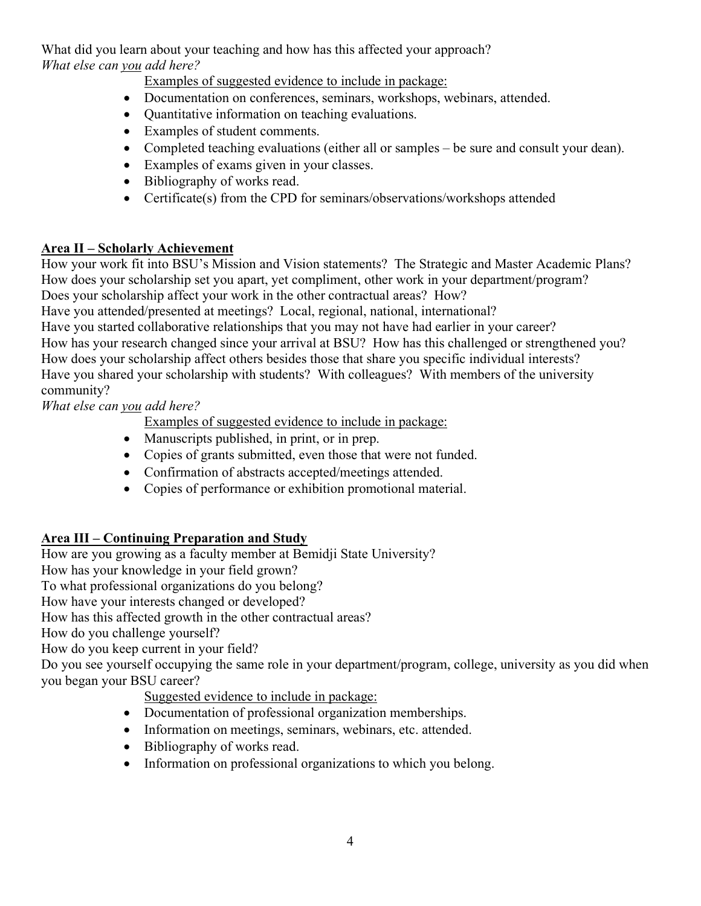What did you learn about your teaching and how has this affected your approach?
*What else can <u>you</u> add here?*

<u>Examples of suggested evidence to include in package:</u>

- Documentation on conferences, seminars, workshops, webinars, attended.
- Quantitative information on teaching evaluations.
- Examples of student comments.
- Completed teaching evaluations (either all or samples – be sure and consult your dean).
- Examples of exams given in your classes.
- Bibliography of works read.
- Certificate(s) from the CPD for seminars/observations/workshops attended

## <u>Area II – Scholarly Achievement</u>

How your work fit into BSU's Mission and Vision statements? The Strategic and Master Academic Plans?
How does your scholarship set you apart, yet compliment, other work in your department/program?
Does your scholarship affect your work in the other contractual areas? How?
Have you attended/presented at meetings? Local, regional, national, international?
Have you started collaborative relationships that you may not have had earlier in your career?
How has your research changed since your arrival at BSU? How has this challenged or strengthened you?
How does your scholarship affect others besides those that share you specific individual interests?
Have you shared your scholarship with students? With colleagues? With members of the university community?
*What else can <u>you</u> add here?*

<u>Examples of suggested evidence to include in package:</u>

- Manuscripts published, in print, or in prep.
- Copies of grants submitted, even those that were not funded.
- Confirmation of abstracts accepted/meetings attended.
- Copies of performance or exhibition promotional material.

## <u>Area III – Continuing Preparation and Study</u>

How are you growing as a faculty member at Bemidji State University?
How has your knowledge in your field grown?
To what professional organizations do you belong?
How have your interests changed or developed?
How has this affected growth in the other contractual areas?
How do you challenge yourself?
How do you keep current in your field?
Do you see yourself occupying the same role in your department/program, college, university as you did when you began your BSU career?

<u>Suggested evidence to include in package:</u>

- Documentation of professional organization memberships.
- Information on meetings, seminars, webinars, etc. attended.
- Bibliography of works read.
- Information on professional organizations to which you belong.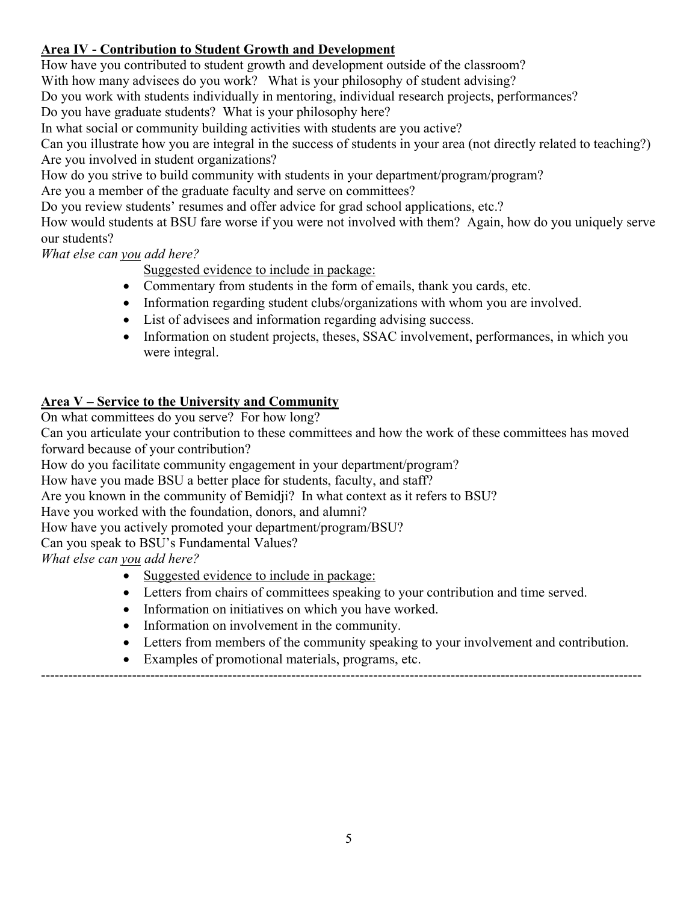**<u>Area IV - Contribution to Student Growth and Development</u>**

How have you contributed to student growth and development outside of the classroom?
With how many advisees do you work? What is your philosophy of student advising?
Do you work with students individually in mentoring, individual research projects, performances?
Do you have graduate students? What is your philosophy here?
In what social or community building activities with students are you active?
Can you illustrate how you are integral in the success of students in your area (not directly related to teaching?)
Are you involved in student organizations?
How do you strive to build community with students in your department/program/program?
Are you a member of the graduate faculty and serve on committees?
Do you review students' resumes and offer advice for grad school applications, etc.?
How would students at BSU fare worse if you were not involved with them? Again, how do you uniquely serve our students?
*What else can <u>you</u> add here?*

<u>Suggested evidence to include in package:</u>

- Commentary from students in the form of emails, thank you cards, etc.
- Information regarding student clubs/organizations with whom you are involved.
- List of advisees and information regarding advising success.
- Information on student projects, theses, SSAC involvement, performances, in which you were integral.

**<u>Area V – Service to the University and Community</u>**

On what committees do you serve? For how long?
Can you articulate your contribution to these committees and how the work of these committees has moved forward because of your contribution?
How do you facilitate community engagement in your department/program?
How have you made BSU a better place for students, faculty, and staff?
Are you known in the community of Bemidji? In what context as it refers to BSU?
Have you worked with the foundation, donors, and alumni?
How have you actively promoted your department/program/BSU?
Can you speak to BSU's Fundamental Values?
*What else can <u>you</u> add here?*

- <u>Suggested evidence to include in package:</u>
- Letters from chairs of committees speaking to your contribution and time served.
- Information on initiatives on which you have worked.
- Information on involvement in the community.
- Letters from members of the community speaking to your involvement and contribution.
- Examples of promotional materials, programs, etc.

---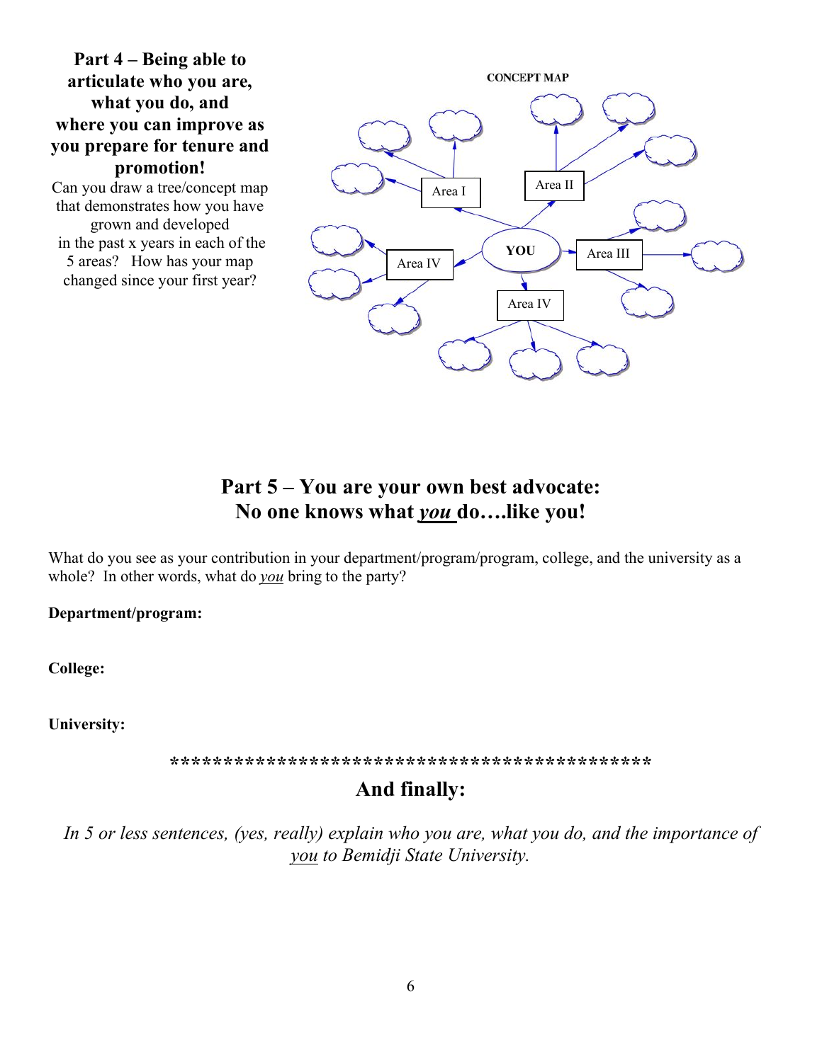**Part 4 – Being able to articulate who you are, what you do, and where you can improve as you prepare for tenure and promotion!**

Can you draw a tree/concept map that demonstrates how you have grown and developed in the past x years in each of the 5 areas? How has your map changed since your first year?

CONCEPT MAP

YOU

Area I

Area II

Area III

Area IV

Area IV

## Part 5 – You are your own best advocate: No one knows what *you* do….like you!

What do you see as your contribution in your department/program/program, college, and the university as a whole? In other words, what do *you* bring to the party?

**Department/program:**

**College:**

**University:**

**\*\*\*\*\*\*\*\*\*\*\*\*\*\*\*\*\*\*\*\*\*\*\*\*\*\*\*\*\*\*\*\*\*\*\*\*\*\*\*\*\*\*\*\*\*\*\*\***

## And finally:

*In 5 or less sentences, (yes, really) explain who you are, what you do, and the importance of you to Bemidji State University.*